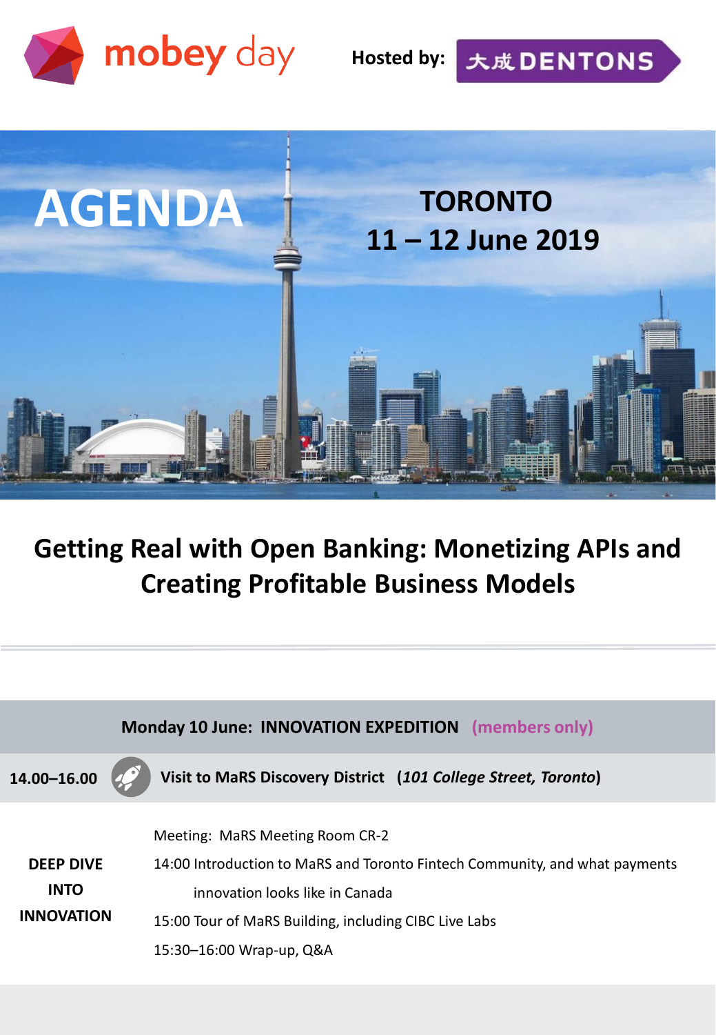mobey day

Hosted by: 大成 DENTONS

# AGENDA

## TORONTO
## 11 – 12 June 2019

# Getting Real with Open Banking: Monetizing APIs and Creating Profitable Business Models

---

**Monday 10 June: INNOVATION EXPEDITION (members only)**

**14.00–16.00** **Visit to MaRS Discovery District (*101 College Street, Toronto*)**

**DEEP DIVE INTO INNOVATION**

Meeting: MaRS Meeting Room CR-2

14:00 Introduction to MaRS and Toronto Fintech Community, and what payments innovation looks like in Canada

15:00 Tour of MaRS Building, including CIBC Live Labs

15:30–16:00 Wrap-up, Q&A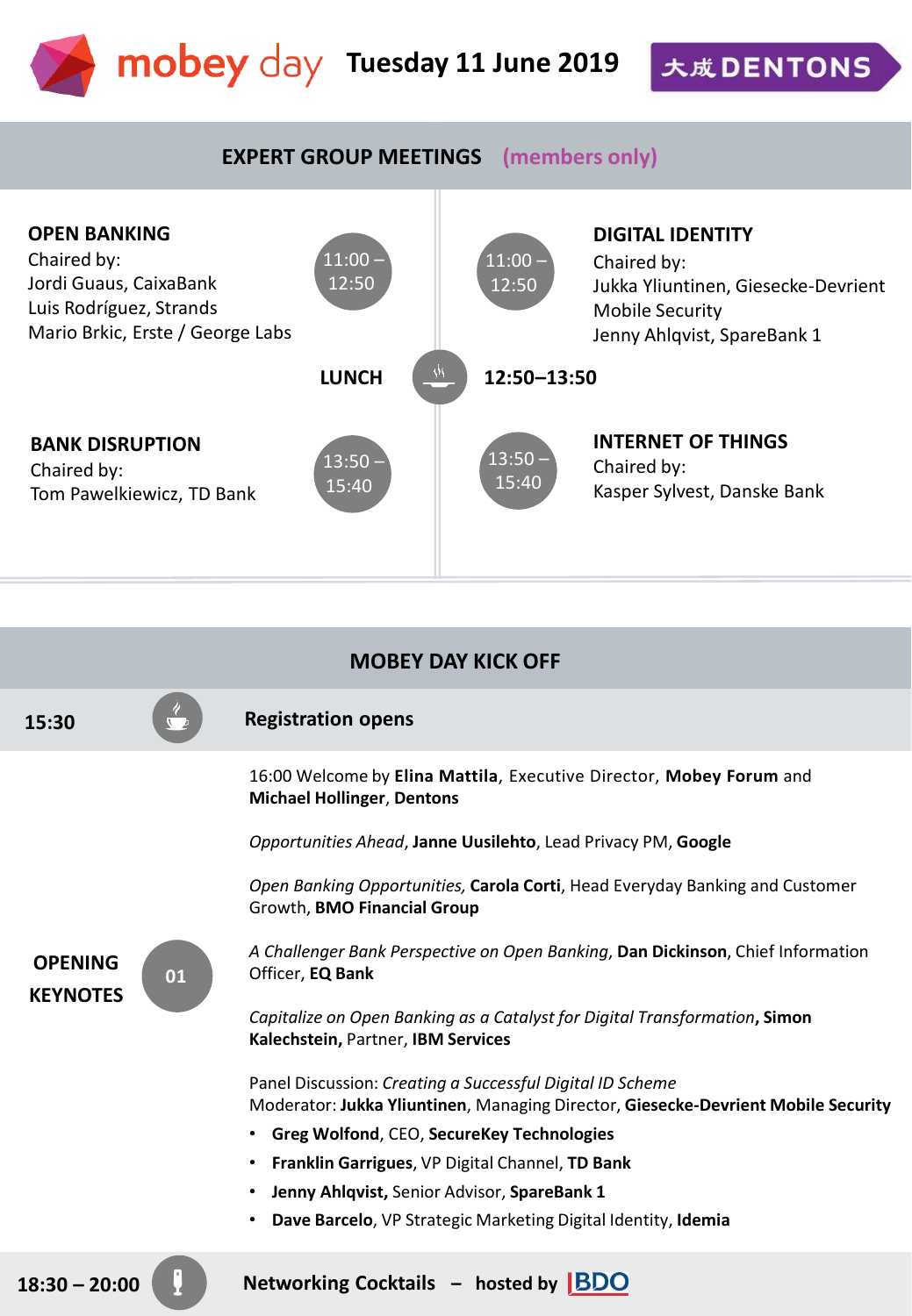mobey day **Tuesday 11 June 2019** 大成 DENTONS

## EXPERT GROUP MEETINGS (members only)

**OPEN BANKING**
Chaired by:
Jordi Guaus, CaixaBank
Luis Rodríguez, Strands
Mario Brkic, Erste / George Labs

11:00 – 12:50

**DIGITAL IDENTITY**
Chaired by:
Jukka Yliuntinen, Giesecke-Devrient Mobile Security
Jenny Ahlqvist, SpareBank 1

11:00 – 12:50

**LUNCH** 12:50–13:50

**BANK DISRUPTION**
Chaired by:
Tom Pawelkiewicz, TD Bank

13:50 – 15:40

**INTERNET OF THINGS**
Chaired by:
Kasper Sylvest, Danske Bank

13:50 – 15:40

## MOBEY DAY KICK OFF

**15:30** **Registration opens**

**OPENING KEYNOTES** 01

16:00 Welcome by **Elina Mattila**, Executive Director, **Mobey Forum** and **Michael Hollinger**, **Dentons**

*Opportunities Ahead*, **Janne Uusilehto**, Lead Privacy PM, **Google**

*Open Banking Opportunities,* **Carola Corti**, Head Everyday Banking and Customer Growth, **BMO Financial Group**

*A Challenger Bank Perspective on Open Banking*, **Dan Dickinson**, Chief Information Officer, **EQ Bank**

*Capitalize on Open Banking as a Catalyst for Digital Transformation***, Simon Kalechstein,** Partner, **IBM Services**

Panel Discussion: *Creating a Successful Digital ID Scheme*
Moderator: **Jukka Yliuntinen**, Managing Director, **Giesecke-Devrient Mobile Security**

- **Greg Wolfond**, CEO, **SecureKey Technologies**
- **Franklin Garrigues**, VP Digital Channel, **TD Bank**
- **Jenny Ahlqvist,** Senior Advisor, **SpareBank 1**
- **Dave Barcelo**, VP Strategic Marketing Digital Identity, **Idemia**

**18:30 – 20:00** **Networking Cocktails – hosted by BDO**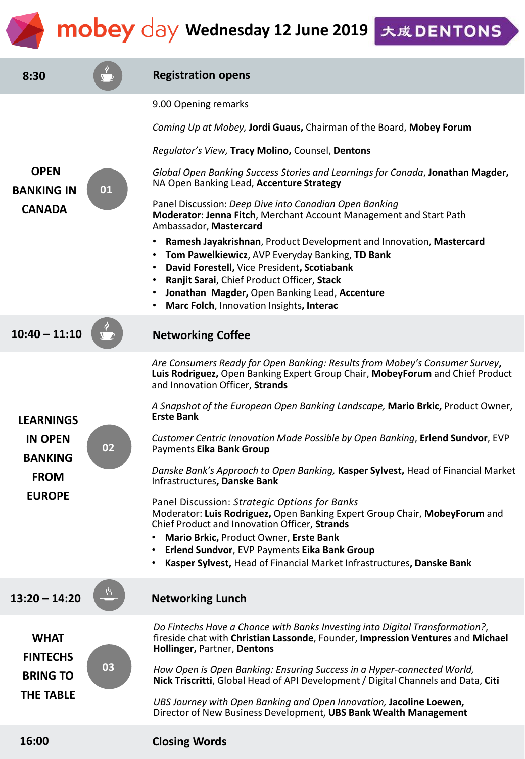# mobey day Wednesday 12 June 2019 大成 DENTONS

**8:30** — **Registration opens**

## 01 OPEN BANKING IN CANADA

9.00 Opening remarks

*Coming Up at Mobey,* **Jordi Guaus,** Chairman of the Board, **Mobey Forum**

*Regulator's View,* **Tracy Molino,** Counsel, **Dentons**

*Global Open Banking Success Stories and Learnings for Canada*, **Jonathan Magder,** NA Open Banking Lead, **Accenture Strategy**

Panel Discussion: *Deep Dive into Canadian Open Banking*
**Moderator**: **Jenna Fitch**, Merchant Account Management and Start Path Ambassador, **Mastercard**

- **Ramesh Jayakrishnan**, Product Development and Innovation, **Mastercard**
- **Tom Pawelkiewicz**, AVP Everyday Banking, **TD Bank**
- **David Forestell,** Vice President**, Scotiabank**
- **Ranjit Sarai**, Chief Product Officer, **Stack**
- **Jonathan Magder,** Open Banking Lead, **Accenture**
- **Marc Folch**, Innovation Insights**, Interac**

**10:40 – 11:10** — **Networking Coffee**

## 02 LEARNINGS IN OPEN BANKING FROM EUROPE

*Are Consumers Ready for Open Banking: Results from Mobey's Consumer Survey***, Luis Rodriguez,** Open Banking Expert Group Chair, **MobeyForum** and Chief Product and Innovation Officer, **Strands**

*A Snapshot of the European Open Banking Landscape,* **Mario Brkic,** Product Owner, **Erste Bank**

*Customer Centric Innovation Made Possible by Open Banking*, **Erlend Sundvor**, EVP Payments **Eika Bank Group**

*Danske Bank's Approach to Open Banking,* **Kasper Sylvest,** Head of Financial Market Infrastructures**, Danske Bank**

Panel Discussion: *Strategic Options for Banks*
Moderator: **Luis Rodriguez,** Open Banking Expert Group Chair, **MobeyForum** and Chief Product and Innovation Officer, **Strands**

- **Mario Brkic,** Product Owner, **Erste Bank**
- **Erlend Sundvor**, EVP Payments **Eika Bank Group**
- **Kasper Sylvest,** Head of Financial Market Infrastructures**, Danske Bank**

**13:20 – 14:20** — **Networking Lunch**

## 03 WHAT FINTECHS BRING TO THE TABLE

*Do Fintechs Have a Chance with Banks Investing into Digital Transformation?*, fireside chat with **Christian Lassonde**, Founder, **Impression Ventures** and **Michael Hollinger,** Partner, **Dentons**

*How Open is Open Banking: Ensuring Success in a Hyper-connected World,* **Nick Triscritti**, Global Head of API Development / Digital Channels and Data, **Citi**

*UBS Journey with Open Banking and Open Innovation,* **Jacoline Loewen,** Director of New Business Development, **UBS Bank Wealth Management**

**16:00** — **Closing Words**